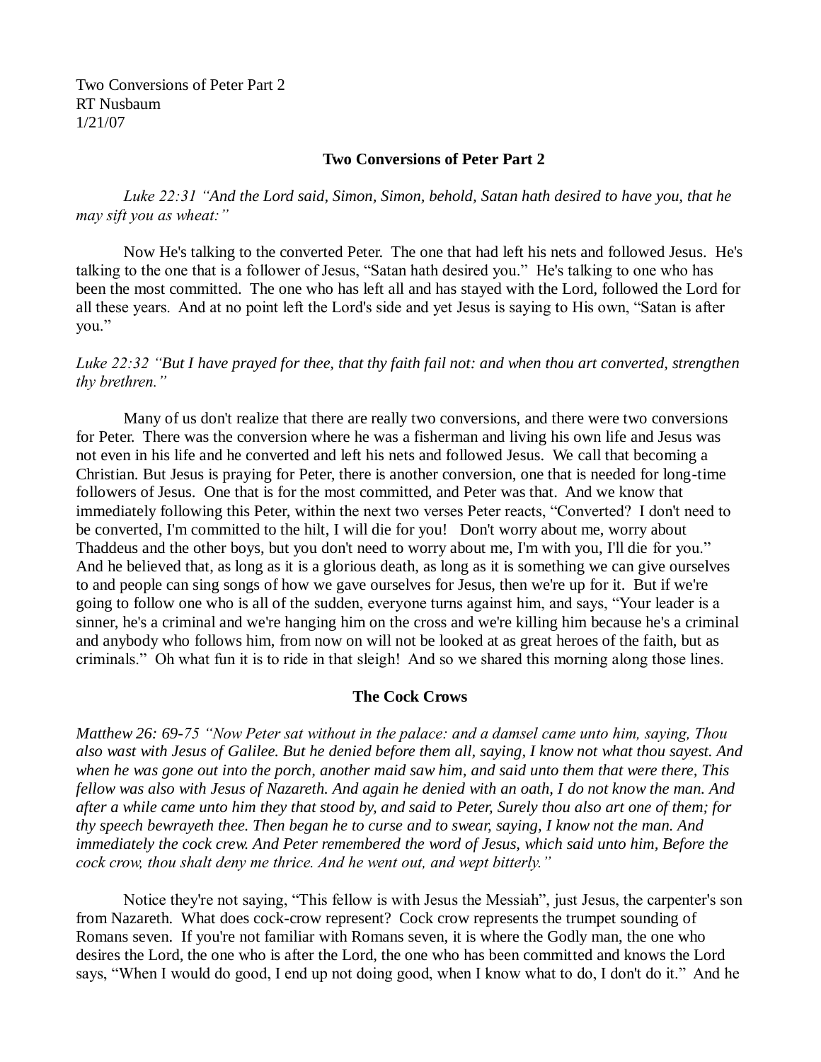Two Conversions of Peter Part 2
RT Nusbaum
1/21/07

## Two Conversions of Peter Part 2

*Luke 22:31 "And the Lord said, Simon, Simon, behold, Satan hath desired to have you, that he may sift you as wheat:"*

Now He's talking to the converted Peter. The one that had left his nets and followed Jesus. He's talking to the one that is a follower of Jesus, "Satan hath desired you." He's talking to one who has been the most committed. The one who has left all and has stayed with the Lord, followed the Lord for all these years. And at no point left the Lord's side and yet Jesus is saying to His own, "Satan is after you."

*Luke 22:32 "But I have prayed for thee, that thy faith fail not: and when thou art converted, strengthen thy brethren."*

Many of us don't realize that there are really two conversions, and there were two conversions for Peter. There was the conversion where he was a fisherman and living his own life and Jesus was not even in his life and he converted and left his nets and followed Jesus. We call that becoming a Christian. But Jesus is praying for Peter, there is another conversion, one that is needed for long-time followers of Jesus. One that is for the most committed, and Peter was that. And we know that immediately following this Peter, within the next two verses Peter reacts, "Converted? I don't need to be converted, I'm committed to the hilt, I will die for you! Don't worry about me, worry about Thaddeus and the other boys, but you don't need to worry about me, I'm with you, I'll die for you." And he believed that, as long as it is a glorious death, as long as it is something we can give ourselves to and people can sing songs of how we gave ourselves for Jesus, then we're up for it. But if we're going to follow one who is all of the sudden, everyone turns against him, and says, "Your leader is a sinner, he's a criminal and we're hanging him on the cross and we're killing him because he's a criminal and anybody who follows him, from now on will not be looked at as great heroes of the faith, but as criminals." Oh what fun it is to ride in that sleigh! And so we shared this morning along those lines.

## The Cock Crows

*Matthew 26: 69-75 "Now Peter sat without in the palace: and a damsel came unto him, saying, Thou also wast with Jesus of Galilee. But he denied before them all, saying, I know not what thou sayest. And when he was gone out into the porch, another maid saw him, and said unto them that were there, This fellow was also with Jesus of Nazareth. And again he denied with an oath, I do not know the man. And after a while came unto him they that stood by, and said to Peter, Surely thou also art one of them; for thy speech bewrayeth thee. Then began he to curse and to swear, saying, I know not the man. And immediately the cock crew. And Peter remembered the word of Jesus, which said unto him, Before the cock crow, thou shalt deny me thrice. And he went out, and wept bitterly."*

Notice they're not saying, "This fellow is with Jesus the Messiah", just Jesus, the carpenter's son from Nazareth. What does cock-crow represent? Cock crow represents the trumpet sounding of Romans seven. If you're not familiar with Romans seven, it is where the Godly man, the one who desires the Lord, the one who is after the Lord, the one who has been committed and knows the Lord says, "When I would do good, I end up not doing good, when I know what to do, I don't do it." And he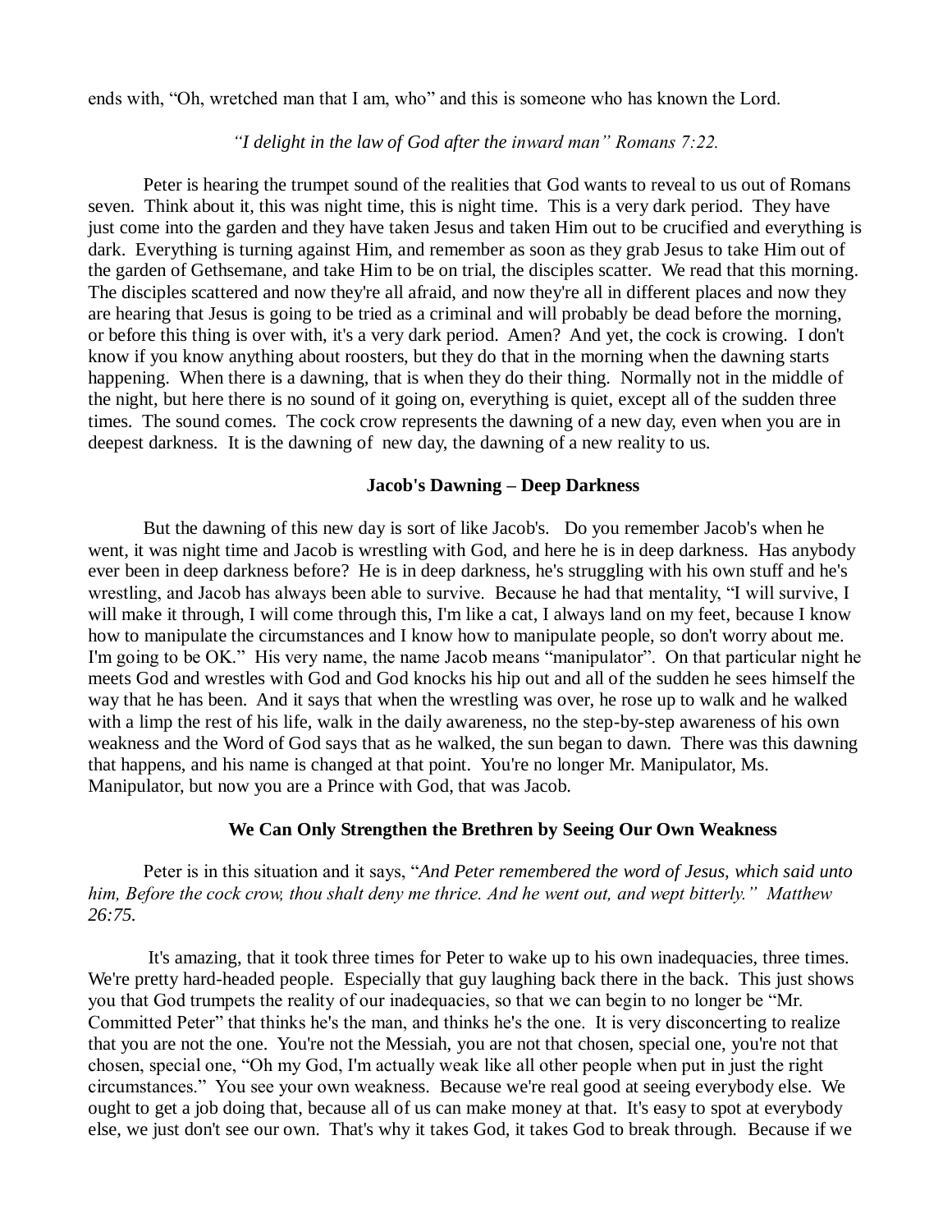ends with, “Oh, wretched man that I am, who” and this is someone who has known the Lord.

*“I delight in the law of God after the inward man” Romans 7:22.*

Peter is hearing the trumpet sound of the realities that God wants to reveal to us out of Romans seven. Think about it, this was night time, this is night time. This is a very dark period. They have just come into the garden and they have taken Jesus and taken Him out to be crucified and everything is dark. Everything is turning against Him, and remember as soon as they grab Jesus to take Him out of the garden of Gethsemane, and take Him to be on trial, the disciples scatter. We read that this morning. The disciples scattered and now they're all afraid, and now they're all in different places and now they are hearing that Jesus is going to be tried as a criminal and will probably be dead before the morning, or before this thing is over with, it's a very dark period. Amen? And yet, the cock is crowing. I don't know if you know anything about roosters, but they do that in the morning when the dawning starts happening. When there is a dawning, that is when they do their thing. Normally not in the middle of the night, but here there is no sound of it going on, everything is quiet, except all of the sudden three times. The sound comes. The cock crow represents the dawning of a new day, even when you are in deepest darkness. It is the dawning of new day, the dawning of a new reality to us.

### Jacob's Dawning – Deep Darkness

But the dawning of this new day is sort of like Jacob's. Do you remember Jacob's when he went, it was night time and Jacob is wrestling with God, and here he is in deep darkness. Has anybody ever been in deep darkness before? He is in deep darkness, he's struggling with his own stuff and he's wrestling, and Jacob has always been able to survive. Because he had that mentality, “I will survive, I will make it through, I will come through this, I'm like a cat, I always land on my feet, because I know how to manipulate the circumstances and I know how to manipulate people, so don't worry about me. I'm going to be OK.” His very name, the name Jacob means “manipulator”. On that particular night he meets God and wrestles with God and God knocks his hip out and all of the sudden he sees himself the way that he has been. And it says that when the wrestling was over, he rose up to walk and he walked with a limp the rest of his life, walk in the daily awareness, no the step-by-step awareness of his own weakness and the Word of God says that as he walked, the sun began to dawn. There was this dawning that happens, and his name is changed at that point. You're no longer Mr. Manipulator, Ms. Manipulator, but now you are a Prince with God, that was Jacob.

### We Can Only Strengthen the Brethren by Seeing Our Own Weakness

Peter is in this situation and it says, “*And Peter remembered the word of Jesus, which said unto him, Before the cock crow, thou shalt deny me thrice. And he went out, and wept bitterly.” Matthew 26:75.*

It's amazing, that it took three times for Peter to wake up to his own inadequacies, three times. We're pretty hard-headed people. Especially that guy laughing back there in the back. This just shows you that God trumpets the reality of our inadequacies, so that we can begin to no longer be “Mr. Committed Peter” that thinks he's the man, and thinks he's the one. It is very disconcerting to realize that you are not the one. You're not the Messiah, you are not that chosen, special one, you're not that chosen, special one, “Oh my God, I'm actually weak like all other people when put in just the right circumstances.” You see your own weakness. Because we're real good at seeing everybody else. We ought to get a job doing that, because all of us can make money at that. It's easy to spot at everybody else, we just don't see our own. That's why it takes God, it takes God to break through. Because if we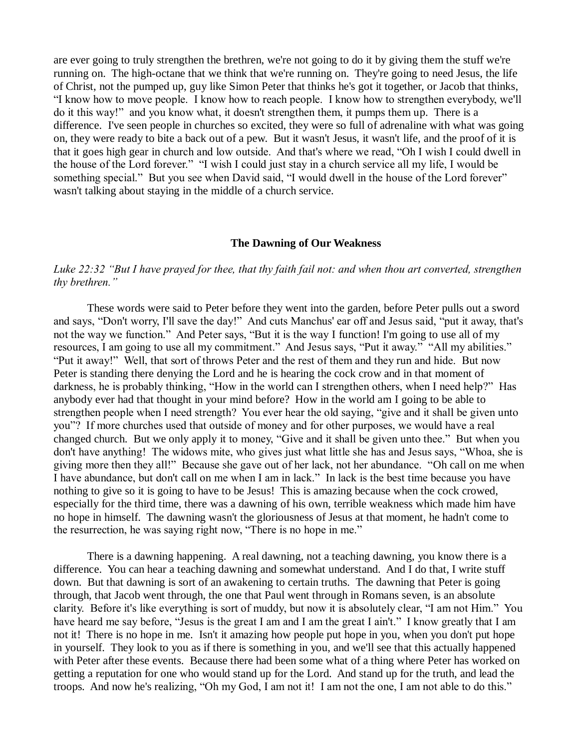are ever going to truly strengthen the brethren, we're not going to do it by giving them the stuff we're running on. The high-octane that we think that we're running on. They're going to need Jesus, the life of Christ, not the pumped up, guy like Simon Peter that thinks he's got it together, or Jacob that thinks, "I know how to move people. I know how to reach people. I know how to strengthen everybody, we'll do it this way!" and you know what, it doesn't strengthen them, it pumps them up. There is a difference. I've seen people in churches so excited, they were so full of adrenaline with what was going on, they were ready to bite a back out of a pew. But it wasn't Jesus, it wasn't life, and the proof of it is that it goes high gear in church and low outside. And that's where we read, "Oh I wish I could dwell in the house of the Lord forever." "I wish I could just stay in a church service all my life, I would be something special." But you see when David said, "I would dwell in the house of the Lord forever" wasn't talking about staying in the middle of a church service.

**The Dawning of Our Weakness**

*Luke 22:32 "But I have prayed for thee, that thy faith fail not: and when thou art converted, strengthen thy brethren."*

These words were said to Peter before they went into the garden, before Peter pulls out a sword and says, "Don't worry, I'll save the day!" And cuts Manchus' ear off and Jesus said, "put it away, that's not the way we function." And Peter says, "But it is the way I function! I'm going to use all of my resources, I am going to use all my commitment." And Jesus says, "Put it away." "All my abilities." "Put it away!" Well, that sort of throws Peter and the rest of them and they run and hide. But now Peter is standing there denying the Lord and he is hearing the cock crow and in that moment of darkness, he is probably thinking, "How in the world can I strengthen others, when I need help?" Has anybody ever had that thought in your mind before? How in the world am I going to be able to strengthen people when I need strength? You ever hear the old saying, "give and it shall be given unto you"? If more churches used that outside of money and for other purposes, we would have a real changed church. But we only apply it to money, "Give and it shall be given unto thee." But when you don't have anything! The widows mite, who gives just what little she has and Jesus says, "Whoa, she is giving more then they all!" Because she gave out of her lack, not her abundance. "Oh call on me when I have abundance, but don't call on me when I am in lack." In lack is the best time because you have nothing to give so it is going to have to be Jesus! This is amazing because when the cock crowed, especially for the third time, there was a dawning of his own, terrible weakness which made him have no hope in himself. The dawning wasn't the gloriousness of Jesus at that moment, he hadn't come to the resurrection, he was saying right now, "There is no hope in me."

There is a dawning happening. A real dawning, not a teaching dawning, you know there is a difference. You can hear a teaching dawning and somewhat understand. And I do that, I write stuff down. But that dawning is sort of an awakening to certain truths. The dawning that Peter is going through, that Jacob went through, the one that Paul went through in Romans seven, is an absolute clarity. Before it's like everything is sort of muddy, but now it is absolutely clear, "I am not Him." You have heard me say before, "Jesus is the great I am and I am the great I ain't." I know greatly that I am not it! There is no hope in me. Isn't it amazing how people put hope in you, when you don't put hope in yourself. They look to you as if there is something in you, and we'll see that this actually happened with Peter after these events. Because there had been some what of a thing where Peter has worked on getting a reputation for one who would stand up for the Lord. And stand up for the truth, and lead the troops. And now he's realizing, "Oh my God, I am not it! I am not the one, I am not able to do this."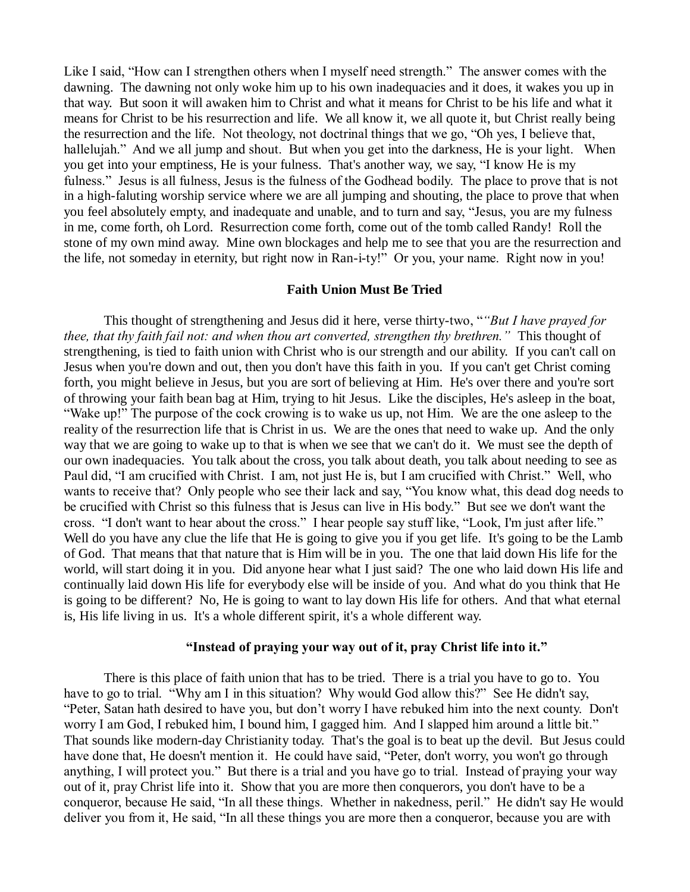Like I said, "How can I strengthen others when I myself need strength." The answer comes with the dawning. The dawning not only woke him up to his own inadequacies and it does, it wakes you up in that way. But soon it will awaken him to Christ and what it means for Christ to be his life and what it means for Christ to be his resurrection and life. We all know it, we all quote it, but Christ really being the resurrection and the life. Not theology, not doctrinal things that we go, "Oh yes, I believe that, hallelujah." And we all jump and shout. But when you get into the darkness, He is your light. When you get into your emptiness, He is your fulness. That's another way, we say, "I know He is my fulness." Jesus is all fulness, Jesus is the fulness of the Godhead bodily. The place to prove that is not in a high-faluting worship service where we are all jumping and shouting, the place to prove that when you feel absolutely empty, and inadequate and unable, and to turn and say, "Jesus, you are my fulness in me, come forth, oh Lord. Resurrection come forth, come out of the tomb called Randy! Roll the stone of my own mind away. Mine own blockages and help me to see that you are the resurrection and the life, not someday in eternity, but right now in Ran-i-ty!" Or you, your name. Right now in you!

**Faith Union Must Be Tried**

This thought of strengthening and Jesus did it here, verse thirty-two, "*"But I have prayed for thee, that thy faith fail not: and when thou art converted, strengthen thy brethren."* This thought of strengthening, is tied to faith union with Christ who is our strength and our ability. If you can't call on Jesus when you're down and out, then you don't have this faith in you. If you can't get Christ coming forth, you might believe in Jesus, but you are sort of believing at Him. He's over there and you're sort of throwing your faith bean bag at Him, trying to hit Jesus. Like the disciples, He's asleep in the boat, "Wake up!" The purpose of the cock crowing is to wake us up, not Him. We are the one asleep to the reality of the resurrection life that is Christ in us. We are the ones that need to wake up. And the only way that we are going to wake up to that is when we see that we can't do it. We must see the depth of our own inadequacies. You talk about the cross, you talk about death, you talk about needing to see as Paul did, "I am crucified with Christ. I am, not just He is, but I am crucified with Christ." Well, who wants to receive that? Only people who see their lack and say, "You know what, this dead dog needs to be crucified with Christ so this fulness that is Jesus can live in His body." But see we don't want the cross. "I don't want to hear about the cross." I hear people say stuff like, "Look, I'm just after life." Well do you have any clue the life that He is going to give you if you get life. It's going to be the Lamb of God. That means that that nature that is Him will be in you. The one that laid down His life for the world, will start doing it in you. Did anyone hear what I just said? The one who laid down His life and continually laid down His life for everybody else will be inside of you. And what do you think that He is going to be different? No, He is going to want to lay down His life for others. And that what eternal is, His life living in us. It's a whole different spirit, it's a whole different way.

**"Instead of praying your way out of it, pray Christ life into it."**

There is this place of faith union that has to be tried. There is a trial you have to go to. You have to go to trial. "Why am I in this situation? Why would God allow this?" See He didn't say, "Peter, Satan hath desired to have you, but don't worry I have rebuked him into the next county. Don't worry I am God, I rebuked him, I bound him, I gagged him. And I slapped him around a little bit." That sounds like modern-day Christianity today. That's the goal is to beat up the devil. But Jesus could have done that, He doesn't mention it. He could have said, "Peter, don't worry, you won't go through anything, I will protect you." But there is a trial and you have go to trial. Instead of praying your way out of it, pray Christ life into it. Show that you are more then conquerors, you don't have to be a conqueror, because He said, "In all these things. Whether in nakedness, peril." He didn't say He would deliver you from it, He said, "In all these things you are more then a conqueror, because you are with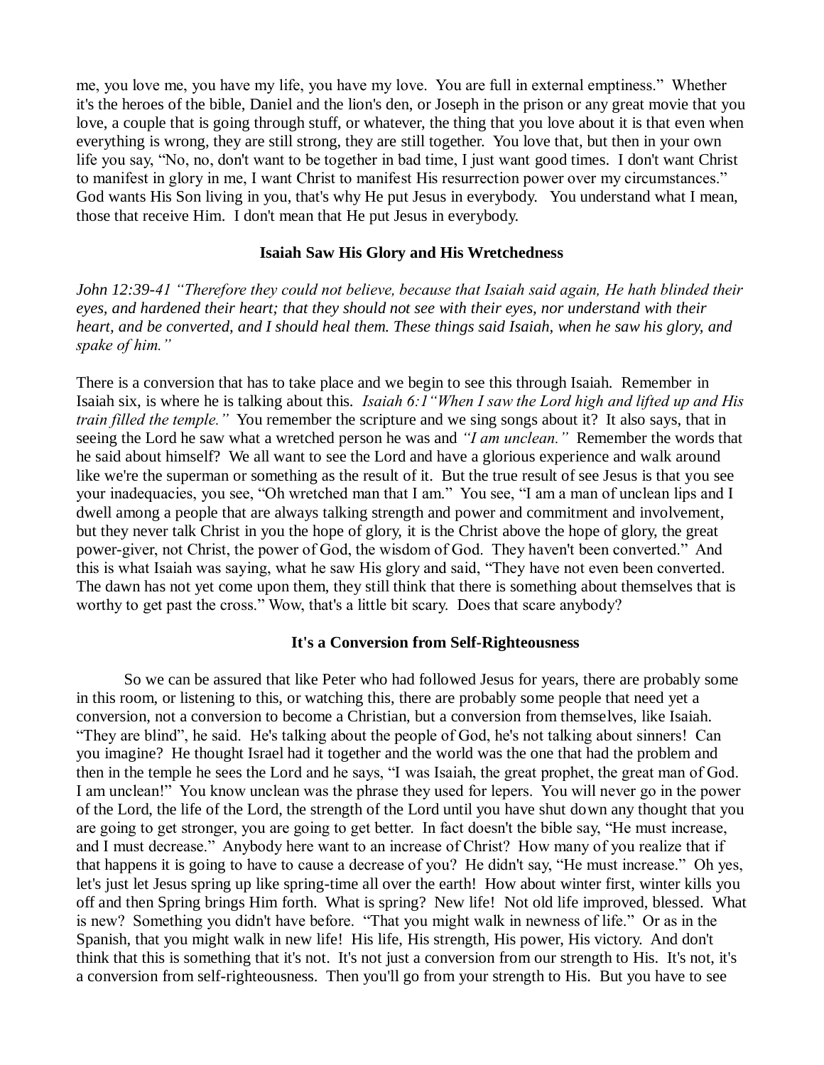me, you love me, you have my life, you have my love. You are full in external emptiness." Whether it's the heroes of the bible, Daniel and the lion's den, or Joseph in the prison or any great movie that you love, a couple that is going through stuff, or whatever, the thing that you love about it is that even when everything is wrong, they are still strong, they are still together. You love that, but then in your own life you say, "No, no, don't want to be together in bad time, I just want good times. I don't want Christ to manifest in glory in me, I want Christ to manifest His resurrection power over my circumstances." God wants His Son living in you, that's why He put Jesus in everybody. You understand what I mean, those that receive Him. I don't mean that He put Jesus in everybody.

## Isaiah Saw His Glory and His Wretchedness

*John 12:39-41 "Therefore they could not believe, because that Isaiah said again, He hath blinded their eyes, and hardened their heart; that they should not see with their eyes, nor understand with their heart, and be converted, and I should heal them. These things said Isaiah, when he saw his glory, and spake of him."*

There is a conversion that has to take place and we begin to see this through Isaiah. Remember in Isaiah six, is where he is talking about this. *Isaiah 6:1"When I saw the Lord high and lifted up and His train filled the temple."* You remember the scripture and we sing songs about it? It also says, that in seeing the Lord he saw what a wretched person he was and *"I am unclean."* Remember the words that he said about himself? We all want to see the Lord and have a glorious experience and walk around like we're the superman or something as the result of it. But the true result of see Jesus is that you see your inadequacies, you see, "Oh wretched man that I am." You see, "I am a man of unclean lips and I dwell among a people that are always talking strength and power and commitment and involvement, but they never talk Christ in you the hope of glory, it is the Christ above the hope of glory, the great power-giver, not Christ, the power of God, the wisdom of God. They haven't been converted." And this is what Isaiah was saying, what he saw His glory and said, "They have not even been converted. The dawn has not yet come upon them, they still think that there is something about themselves that is worthy to get past the cross." Wow, that's a little bit scary. Does that scare anybody?

## It's a Conversion from Self-Righteousness

So we can be assured that like Peter who had followed Jesus for years, there are probably some in this room, or listening to this, or watching this, there are probably some people that need yet a conversion, not a conversion to become a Christian, but a conversion from themselves, like Isaiah. "They are blind", he said. He's talking about the people of God, he's not talking about sinners! Can you imagine? He thought Israel had it together and the world was the one that had the problem and then in the temple he sees the Lord and he says, "I was Isaiah, the great prophet, the great man of God. I am unclean!" You know unclean was the phrase they used for lepers. You will never go in the power of the Lord, the life of the Lord, the strength of the Lord until you have shut down any thought that you are going to get stronger, you are going to get better. In fact doesn't the bible say, "He must increase, and I must decrease." Anybody here want to an increase of Christ? How many of you realize that if that happens it is going to have to cause a decrease of you? He didn't say, "He must increase." Oh yes, let's just let Jesus spring up like spring-time all over the earth! How about winter first, winter kills you off and then Spring brings Him forth. What is spring? New life! Not old life improved, blessed. What is new? Something you didn't have before. "That you might walk in newness of life." Or as in the Spanish, that you might walk in new life! His life, His strength, His power, His victory. And don't think that this is something that it's not. It's not just a conversion from our strength to His. It's not, it's a conversion from self-righteousness. Then you'll go from your strength to His. But you have to see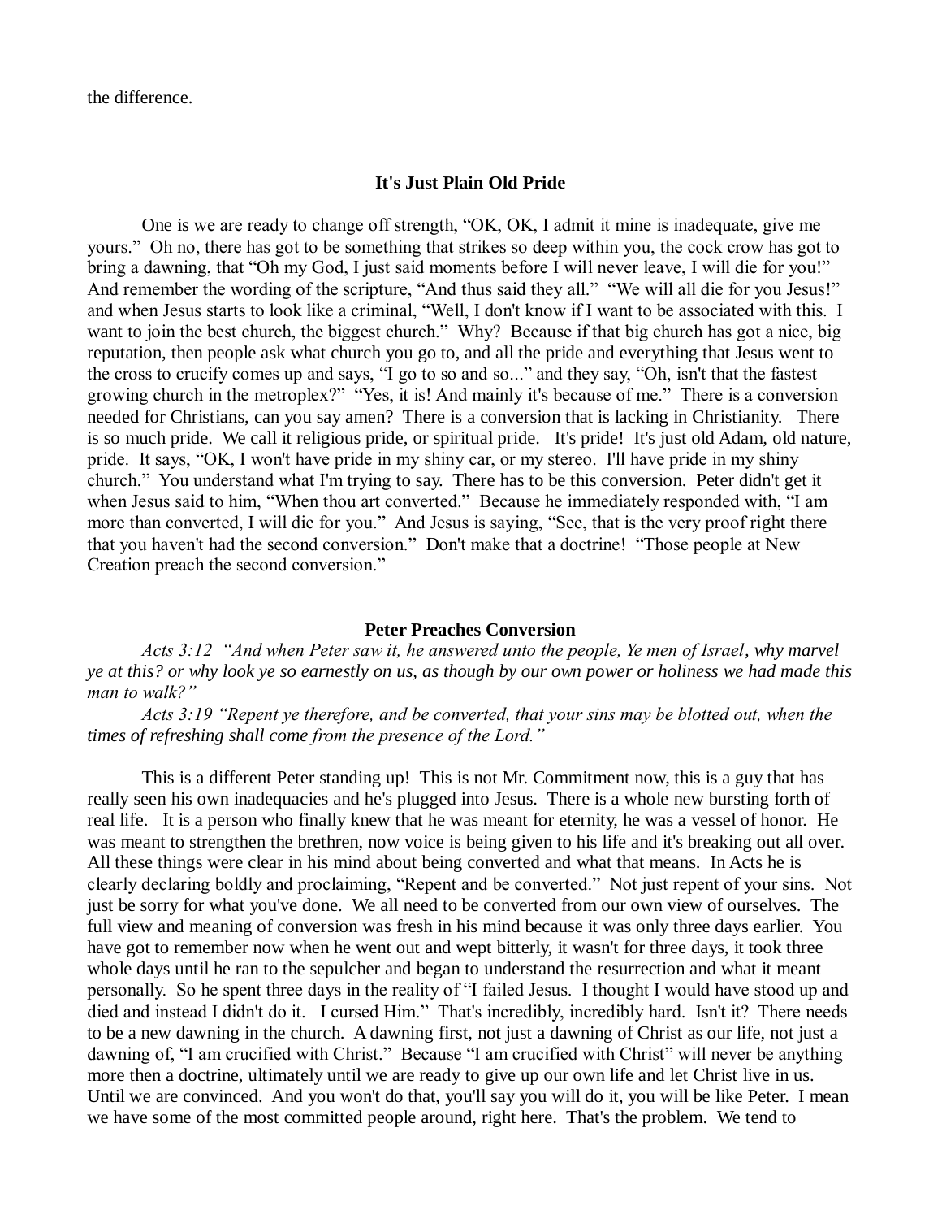the difference.

### It's Just Plain Old Pride

One is we are ready to change off strength, "OK, OK, I admit it mine is inadequate, give me yours." Oh no, there has got to be something that strikes so deep within you, the cock crow has got to bring a dawning, that "Oh my God, I just said moments before I will never leave, I will die for you!" And remember the wording of the scripture, "And thus said they all." "We will all die for you Jesus!" and when Jesus starts to look like a criminal, "Well, I don't know if I want to be associated with this. I want to join the best church, the biggest church." Why? Because if that big church has got a nice, big reputation, then people ask what church you go to, and all the pride and everything that Jesus went to the cross to crucify comes up and says, "I go to so and so..." and they say, "Oh, isn't that the fastest growing church in the metroplex?" "Yes, it is! And mainly it's because of me." There is a conversion needed for Christians, can you say amen? There is a conversion that is lacking in Christianity. There is so much pride. We call it religious pride, or spiritual pride. It's pride! It's just old Adam, old nature, pride. It says, "OK, I won't have pride in my shiny car, or my stereo. I'll have pride in my shiny church." You understand what I'm trying to say. There has to be this conversion. Peter didn't get it when Jesus said to him, "When thou art converted." Because he immediately responded with, "I am more than converted, I will die for you." And Jesus is saying, "See, that is the very proof right there that you haven't had the second conversion." Don't make that a doctrine! "Those people at New Creation preach the second conversion."

### Peter Preaches Conversion

*Acts 3:12 "And when Peter saw it, he answered unto the people, Ye men of Israel, why marvel ye at this? or why look ye so earnestly on us, as though by our own power or holiness we had made this man to walk?"*

*Acts 3:19 "Repent ye therefore, and be converted, that your sins may be blotted out, when the times of refreshing shall come from the presence of the Lord."*

This is a different Peter standing up! This is not Mr. Commitment now, this is a guy that has really seen his own inadequacies and he's plugged into Jesus. There is a whole new bursting forth of real life. It is a person who finally knew that he was meant for eternity, he was a vessel of honor. He was meant to strengthen the brethren, now voice is being given to his life and it's breaking out all over. All these things were clear in his mind about being converted and what that means. In Acts he is clearly declaring boldly and proclaiming, "Repent and be converted." Not just repent of your sins. Not just be sorry for what you've done. We all need to be converted from our own view of ourselves. The full view and meaning of conversion was fresh in his mind because it was only three days earlier. You have got to remember now when he went out and wept bitterly, it wasn't for three days, it took three whole days until he ran to the sepulcher and began to understand the resurrection and what it meant personally. So he spent three days in the reality of "I failed Jesus. I thought I would have stood up and died and instead I didn't do it. I cursed Him." That's incredibly, incredibly hard. Isn't it? There needs to be a new dawning in the church. A dawning first, not just a dawning of Christ as our life, not just a dawning of, "I am crucified with Christ." Because "I am crucified with Christ" will never be anything more then a doctrine, ultimately until we are ready to give up our own life and let Christ live in us. Until we are convinced. And you won't do that, you'll say you will do it, you will be like Peter. I mean we have some of the most committed people around, right here. That's the problem. We tend to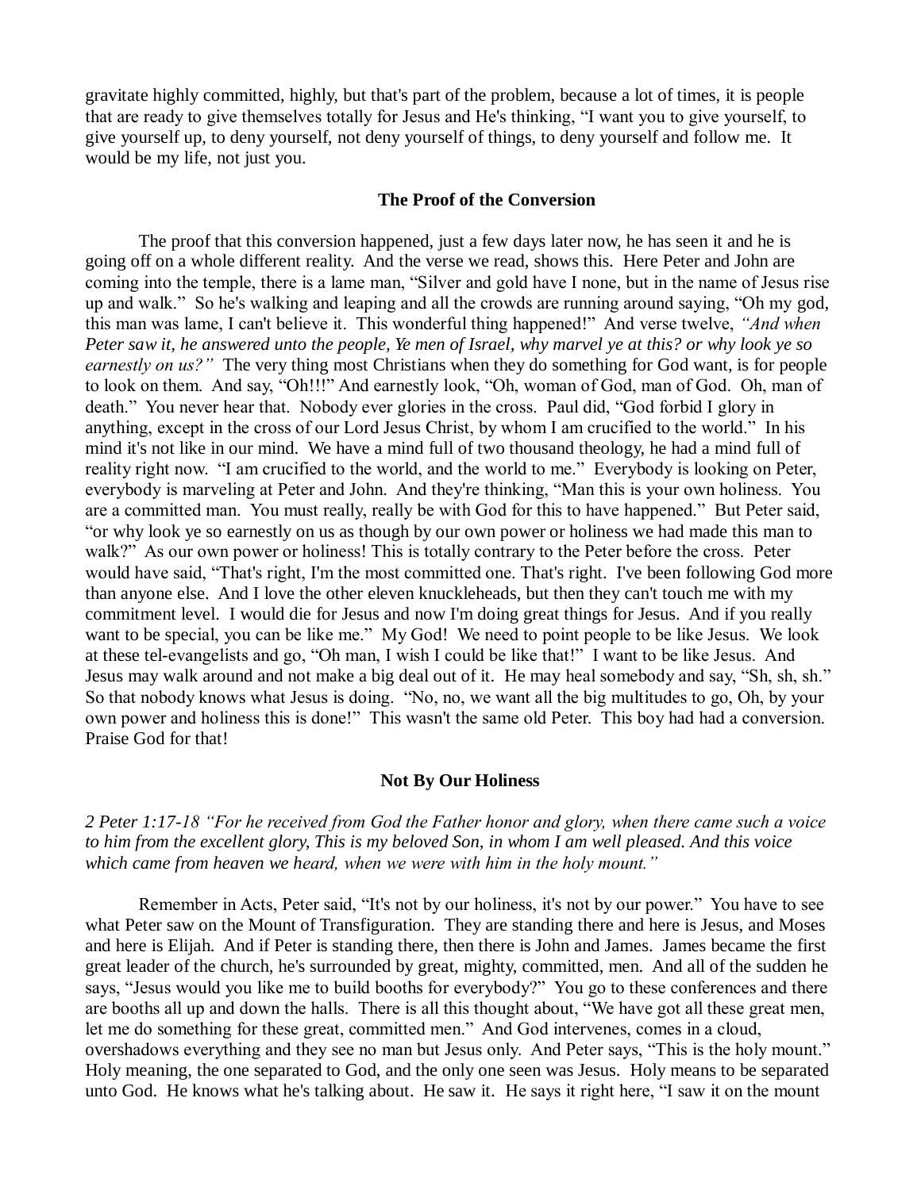gravitate highly committed, highly, but that's part of the problem, because a lot of times, it is people that are ready to give themselves totally for Jesus and He's thinking, "I want you to give yourself, to give yourself up, to deny yourself, not deny yourself of things, to deny yourself and follow me. It would be my life, not just you.

### The Proof of the Conversion

The proof that this conversion happened, just a few days later now, he has seen it and he is going off on a whole different reality. And the verse we read, shows this. Here Peter and John are coming into the temple, there is a lame man, "Silver and gold have I none, but in the name of Jesus rise up and walk." So he's walking and leaping and all the crowds are running around saying, "Oh my god, this man was lame, I can't believe it. This wonderful thing happened!" And verse twelve, *"And when Peter saw it, he answered unto the people, Ye men of Israel, why marvel ye at this? or why look ye so earnestly on us?"* The very thing most Christians when they do something for God want, is for people to look on them. And say, "Oh!!!" And earnestly look, "Oh, woman of God, man of God. Oh, man of death." You never hear that. Nobody ever glories in the cross. Paul did, "God forbid I glory in anything, except in the cross of our Lord Jesus Christ, by whom I am crucified to the world." In his mind it's not like in our mind. We have a mind full of two thousand theology, he had a mind full of reality right now. "I am crucified to the world, and the world to me." Everybody is looking on Peter, everybody is marveling at Peter and John. And they're thinking, "Man this is your own holiness. You are a committed man. You must really, really be with God for this to have happened." But Peter said, "or why look ye so earnestly on us as though by our own power or holiness we had made this man to walk?" As our own power or holiness! This is totally contrary to the Peter before the cross. Peter would have said, "That's right, I'm the most committed one. That's right. I've been following God more than anyone else. And I love the other eleven knuckleheads, but then they can't touch me with my commitment level. I would die for Jesus and now I'm doing great things for Jesus. And if you really want to be special, you can be like me." My God! We need to point people to be like Jesus. We look at these tel-evangelists and go, "Oh man, I wish I could be like that!" I want to be like Jesus. And Jesus may walk around and not make a big deal out of it. He may heal somebody and say, "Sh, sh, sh." So that nobody knows what Jesus is doing. "No, no, we want all the big multitudes to go, Oh, by your own power and holiness this is done!" This wasn't the same old Peter. This boy had had a conversion. Praise God for that!

### Not By Our Holiness

*2 Peter 1:17-18 "For he received from God the Father honor and glory, when there came such a voice to him from the excellent glory, This is my beloved Son, in whom I am well pleased. And this voice which came from heaven we heard, when we were with him in the holy mount."*

Remember in Acts, Peter said, "It's not by our holiness, it's not by our power." You have to see what Peter saw on the Mount of Transfiguration. They are standing there and here is Jesus, and Moses and here is Elijah. And if Peter is standing there, then there is John and James. James became the first great leader of the church, he's surrounded by great, mighty, committed, men. And all of the sudden he says, "Jesus would you like me to build booths for everybody?" You go to these conferences and there are booths all up and down the halls. There is all this thought about, "We have got all these great men, let me do something for these great, committed men." And God intervenes, comes in a cloud, overshadows everything and they see no man but Jesus only. And Peter says, "This is the holy mount." Holy meaning, the one separated to God, and the only one seen was Jesus. Holy means to be separated unto God. He knows what he's talking about. He saw it. He says it right here, "I saw it on the mount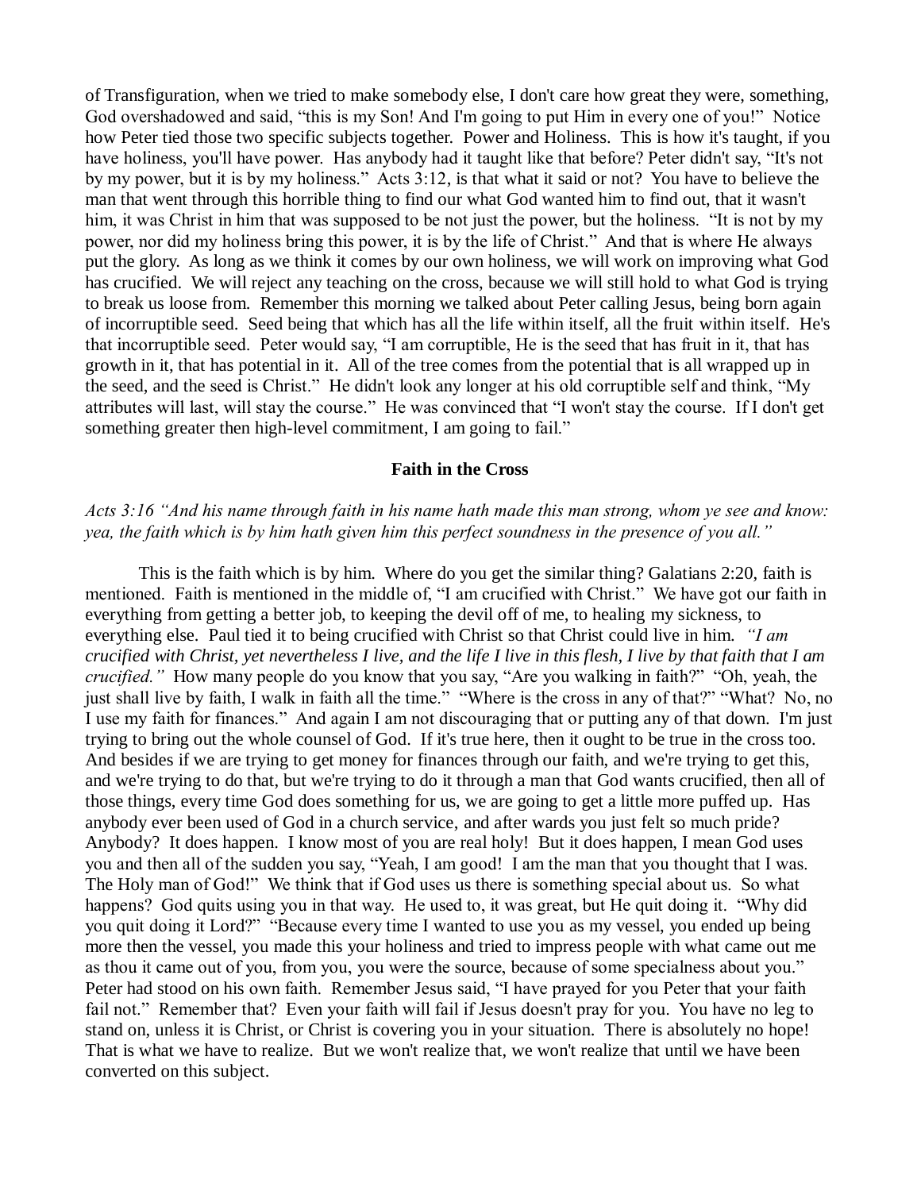of Transfiguration, when we tried to make somebody else, I don't care how great they were, something, God overshadowed and said, "this is my Son! And I'm going to put Him in every one of you!" Notice how Peter tied those two specific subjects together. Power and Holiness. This is how it's taught, if you have holiness, you'll have power. Has anybody had it taught like that before? Peter didn't say, "It's not by my power, but it is by my holiness." Acts 3:12, is that what it said or not? You have to believe the man that went through this horrible thing to find our what God wanted him to find out, that it wasn't him, it was Christ in him that was supposed to be not just the power, but the holiness. "It is not by my power, nor did my holiness bring this power, it is by the life of Christ." And that is where He always put the glory. As long as we think it comes by our own holiness, we will work on improving what God has crucified. We will reject any teaching on the cross, because we will still hold to what God is trying to break us loose from. Remember this morning we talked about Peter calling Jesus, being born again of incorruptible seed. Seed being that which has all the life within itself, all the fruit within itself. He's that incorruptible seed. Peter would say, "I am corruptible, He is the seed that has fruit in it, that has growth in it, that has potential in it. All of the tree comes from the potential that is all wrapped up in the seed, and the seed is Christ." He didn't look any longer at his old corruptible self and think, "My attributes will last, will stay the course." He was convinced that "I won't stay the course. If I don't get something greater then high-level commitment, I am going to fail."

**Faith in the Cross**

*Acts 3:16 "And his name through faith in his name hath made this man strong, whom ye see and know: yea, the faith which is by him hath given him this perfect soundness in the presence of you all."*

This is the faith which is by him. Where do you get the similar thing? Galatians 2:20, faith is mentioned. Faith is mentioned in the middle of, "I am crucified with Christ." We have got our faith in everything from getting a better job, to keeping the devil off of me, to healing my sickness, to everything else. Paul tied it to being crucified with Christ so that Christ could live in him. *"I am crucified with Christ, yet nevertheless I live, and the life I live in this flesh, I live by that faith that I am crucified."* How many people do you know that you say, "Are you walking in faith?" "Oh, yeah, the just shall live by faith, I walk in faith all the time." "Where is the cross in any of that?" "What? No, no I use my faith for finances." And again I am not discouraging that or putting any of that down. I'm just trying to bring out the whole counsel of God. If it's true here, then it ought to be true in the cross too. And besides if we are trying to get money for finances through our faith, and we're trying to get this, and we're trying to do that, but we're trying to do it through a man that God wants crucified, then all of those things, every time God does something for us, we are going to get a little more puffed up. Has anybody ever been used of God in a church service, and after wards you just felt so much pride? Anybody? It does happen. I know most of you are real holy! But it does happen, I mean God uses you and then all of the sudden you say, "Yeah, I am good! I am the man that you thought that I was. The Holy man of God!" We think that if God uses us there is something special about us. So what happens? God quits using you in that way. He used to, it was great, but He quit doing it. "Why did you quit doing it Lord?" "Because every time I wanted to use you as my vessel, you ended up being more then the vessel, you made this your holiness and tried to impress people with what came out me as thou it came out of you, from you, you were the source, because of some specialness about you." Peter had stood on his own faith. Remember Jesus said, "I have prayed for you Peter that your faith fail not." Remember that? Even your faith will fail if Jesus doesn't pray for you. You have no leg to stand on, unless it is Christ, or Christ is covering you in your situation. There is absolutely no hope! That is what we have to realize. But we won't realize that, we won't realize that until we have been converted on this subject.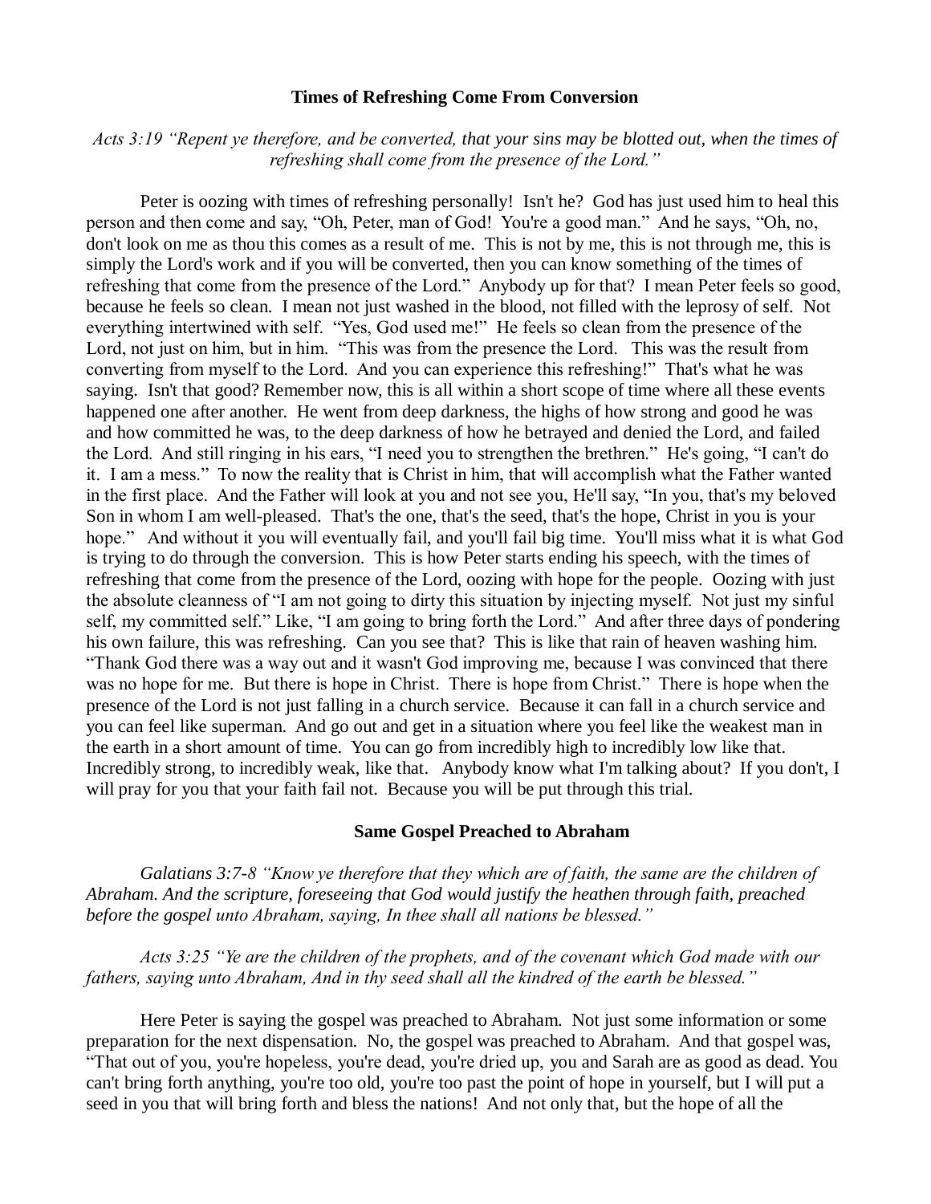### Times of Refreshing Come From Conversion

*Acts 3:19 "Repent ye therefore, and be converted, that your sins may be blotted out, when the times of refreshing shall come from the presence of the Lord."*

Peter is oozing with times of refreshing personally! Isn't he? God has just used him to heal this person and then come and say, "Oh, Peter, man of God! You're a good man." And he says, "Oh, no, don't look on me as thou this comes as a result of me. This is not by me, this is not through me, this is simply the Lord's work and if you will be converted, then you can know something of the times of refreshing that come from the presence of the Lord." Anybody up for that? I mean Peter feels so good, because he feels so clean. I mean not just washed in the blood, not filled with the leprosy of self. Not everything intertwined with self. "Yes, God used me!" He feels so clean from the presence of the Lord, not just on him, but in him. "This was from the presence the Lord. This was the result from converting from myself to the Lord. And you can experience this refreshing!" That's what he was saying. Isn't that good? Remember now, this is all within a short scope of time where all these events happened one after another. He went from deep darkness, the highs of how strong and good he was and how committed he was, to the deep darkness of how he betrayed and denied the Lord, and failed the Lord. And still ringing in his ears, "I need you to strengthen the brethren." He's going, "I can't do it. I am a mess." To now the reality that is Christ in him, that will accomplish what the Father wanted in the first place. And the Father will look at you and not see you, He'll say, "In you, that's my beloved Son in whom I am well-pleased. That's the one, that's the seed, that's the hope, Christ in you is your hope." And without it you will eventually fail, and you'll fail big time. You'll miss what it is what God is trying to do through the conversion. This is how Peter starts ending his speech, with the times of refreshing that come from the presence of the Lord, oozing with hope for the people. Oozing with just the absolute cleanness of "I am not going to dirty this situation by injecting myself. Not just my sinful self, my committed self." Like, "I am going to bring forth the Lord." And after three days of pondering his own failure, this was refreshing. Can you see that? This is like that rain of heaven washing him. "Thank God there was a way out and it wasn't God improving me, because I was convinced that there was no hope for me. But there is hope in Christ. There is hope from Christ." There is hope when the presence of the Lord is not just falling in a church service. Because it can fall in a church service and you can feel like superman. And go out and get in a situation where you feel like the weakest man in the earth in a short amount of time. You can go from incredibly high to incredibly low like that. Incredibly strong, to incredibly weak, like that. Anybody know what I'm talking about? If you don't, I will pray for you that your faith fail not. Because you will be put through this trial.

### Same Gospel Preached to Abraham

*Galatians 3:7-8 "Know ye therefore that they which are of faith, the same are the children of Abraham. And the scripture, foreseeing that God would justify the heathen through faith, preached before the gospel unto Abraham, saying, In thee shall all nations be blessed."*

*Acts 3:25 "Ye are the children of the prophets, and of the covenant which God made with our fathers, saying unto Abraham, And in thy seed shall all the kindred of the earth be blessed."*

Here Peter is saying the gospel was preached to Abraham. Not just some information or some preparation for the next dispensation. No, the gospel was preached to Abraham. And that gospel was, "That out of you, you're hopeless, you're dead, you're dried up, you and Sarah are as good as dead. You can't bring forth anything, you're too old, you're too past the point of hope in yourself, but I will put a seed in you that will bring forth and bless the nations! And not only that, but the hope of all the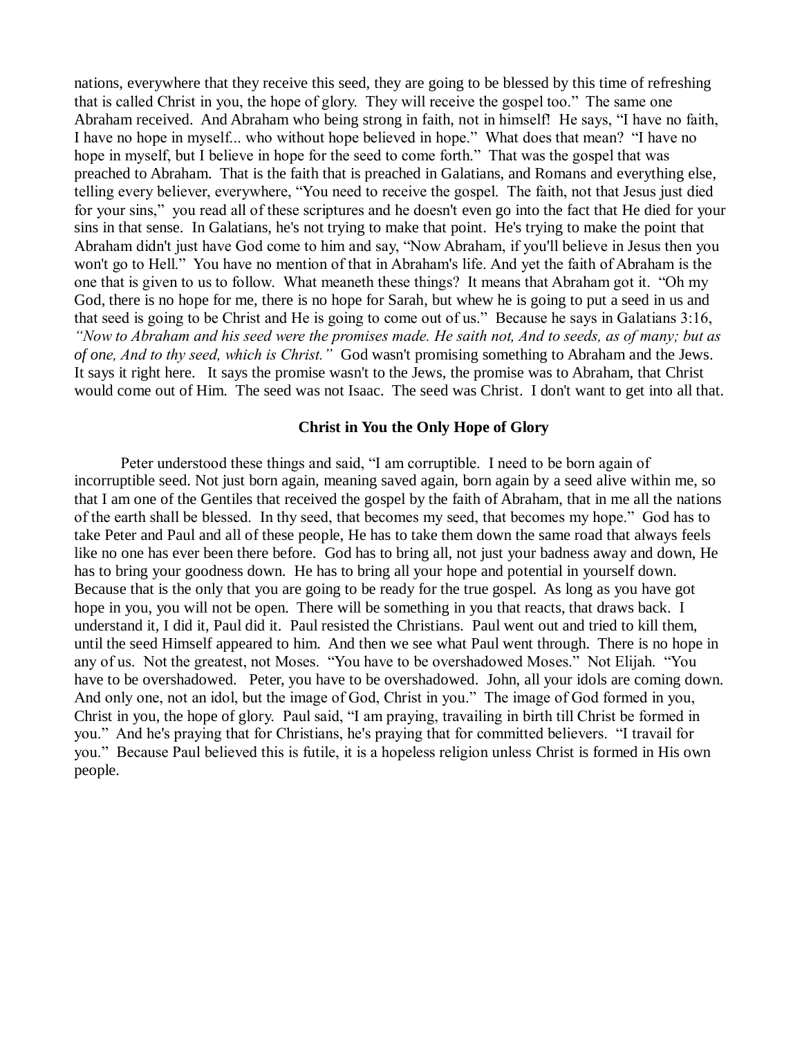nations, everywhere that they receive this seed, they are going to be blessed by this time of refreshing that is called Christ in you, the hope of glory. They will receive the gospel too." The same one Abraham received. And Abraham who being strong in faith, not in himself! He says, "I have no faith, I have no hope in myself... who without hope believed in hope." What does that mean? "I have no hope in myself, but I believe in hope for the seed to come forth." That was the gospel that was preached to Abraham. That is the faith that is preached in Galatians, and Romans and everything else, telling every believer, everywhere, "You need to receive the gospel. The faith, not that Jesus just died for your sins," you read all of these scriptures and he doesn't even go into the fact that He died for your sins in that sense. In Galatians, he's not trying to make that point. He's trying to make the point that Abraham didn't just have God come to him and say, "Now Abraham, if you'll believe in Jesus then you won't go to Hell." You have no mention of that in Abraham's life. And yet the faith of Abraham is the one that is given to us to follow. What meaneth these things? It means that Abraham got it. "Oh my God, there is no hope for me, there is no hope for Sarah, but whew he is going to put a seed in us and that seed is going to be Christ and He is going to come out of us." Because he says in Galatians 3:16, *"Now to Abraham and his seed were the promises made. He saith not, And to seeds, as of many; but as of one, And to thy seed, which is Christ."* God wasn't promising something to Abraham and the Jews. It says it right here. It says the promise wasn't to the Jews, the promise was to Abraham, that Christ would come out of Him. The seed was not Isaac. The seed was Christ. I don't want to get into all that.

**Christ in You the Only Hope of Glory**

Peter understood these things and said, "I am corruptible. I need to be born again of incorruptible seed. Not just born again, meaning saved again, born again by a seed alive within me, so that I am one of the Gentiles that received the gospel by the faith of Abraham, that in me all the nations of the earth shall be blessed. In thy seed, that becomes my seed, that becomes my hope." God has to take Peter and Paul and all of these people, He has to take them down the same road that always feels like no one has ever been there before. God has to bring all, not just your badness away and down, He has to bring your goodness down. He has to bring all your hope and potential in yourself down. Because that is the only that you are going to be ready for the true gospel. As long as you have got hope in you, you will not be open. There will be something in you that reacts, that draws back. I understand it, I did it, Paul did it. Paul resisted the Christians. Paul went out and tried to kill them, until the seed Himself appeared to him. And then we see what Paul went through. There is no hope in any of us. Not the greatest, not Moses. "You have to be overshadowed Moses." Not Elijah. "You have to be overshadowed. Peter, you have to be overshadowed. John, all your idols are coming down. And only one, not an idol, but the image of God, Christ in you." The image of God formed in you, Christ in you, the hope of glory. Paul said, "I am praying, travailing in birth till Christ be formed in you." And he's praying that for Christians, he's praying that for committed believers. "I travail for you." Because Paul believed this is futile, it is a hopeless religion unless Christ is formed in His own people.